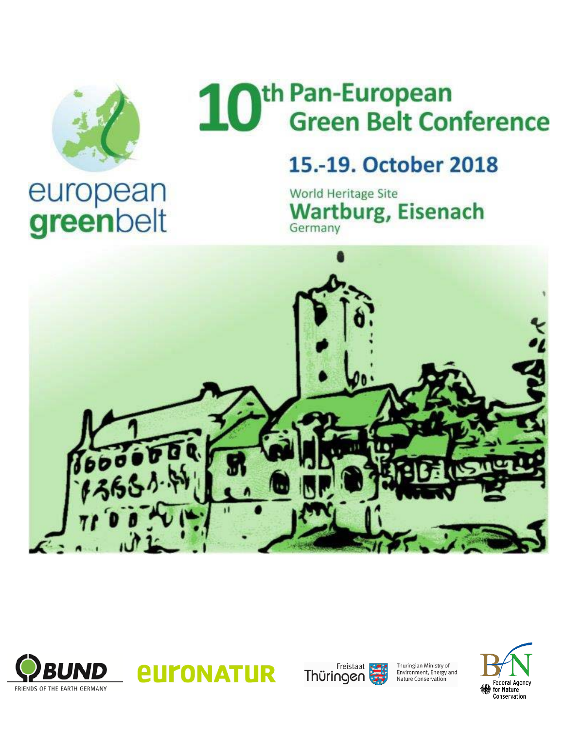european greenbelt

# 10th Pan-European Green Belt Conference

## 15.-19. October 2018

World Heritage Site

**Wartburg, Eisenach**

Germany

BUND FRIENDS OF THE EARTH GERMANY

euronatur

Freistaat Thüringen

Thuringian Ministry of Environment, Energy and Nature Conservation

BfN Federal Agency for Nature Conservation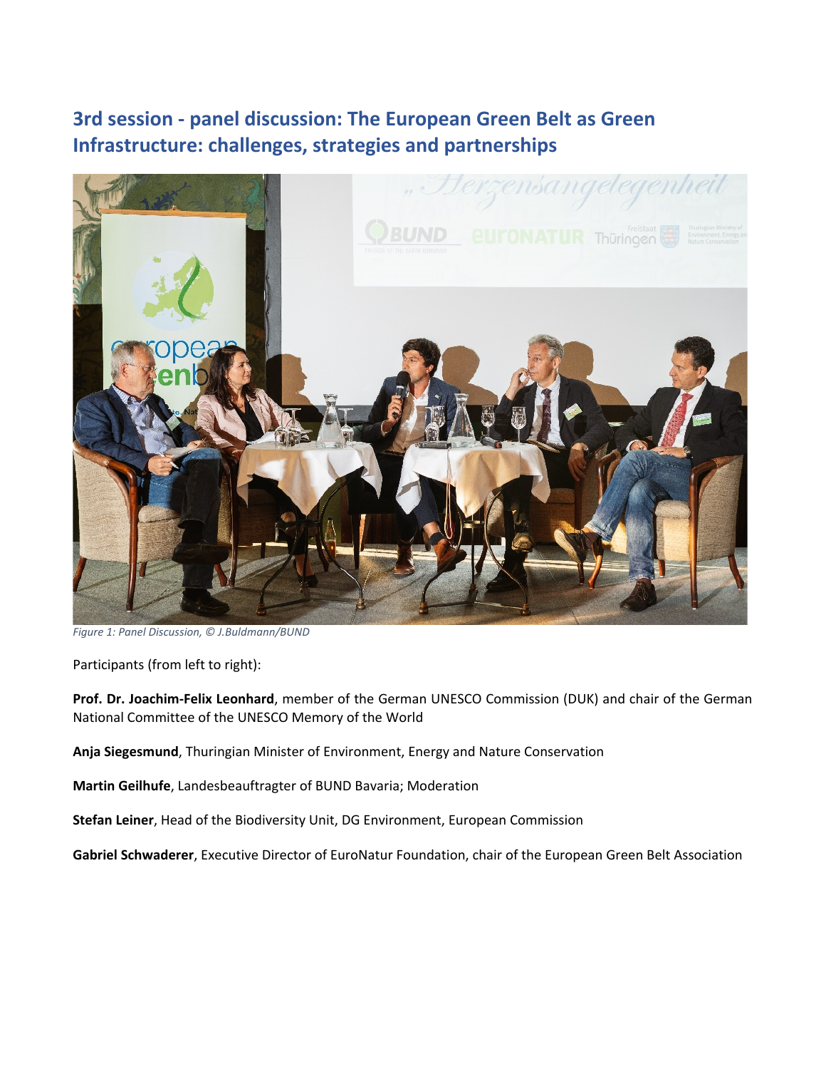## 3rd session - panel discussion: The European Green Belt as Green Infrastructure: challenges, strategies and partnerships

*Figure 1: Panel Discussion, © J.Buldmann/BUND*

Participants (from left to right):

**Prof. Dr. Joachim-Felix Leonhard**, member of the German UNESCO Commission (DUK) and chair of the German National Committee of the UNESCO Memory of the World

**Anja Siegesmund**, Thuringian Minister of Environment, Energy and Nature Conservation

**Martin Geilhufe**, Landesbeauftragter of BUND Bavaria; Moderation

**Stefan Leiner**, Head of the Biodiversity Unit, DG Environment, European Commission

**Gabriel Schwaderer**, Executive Director of EuroNatur Foundation, chair of the European Green Belt Association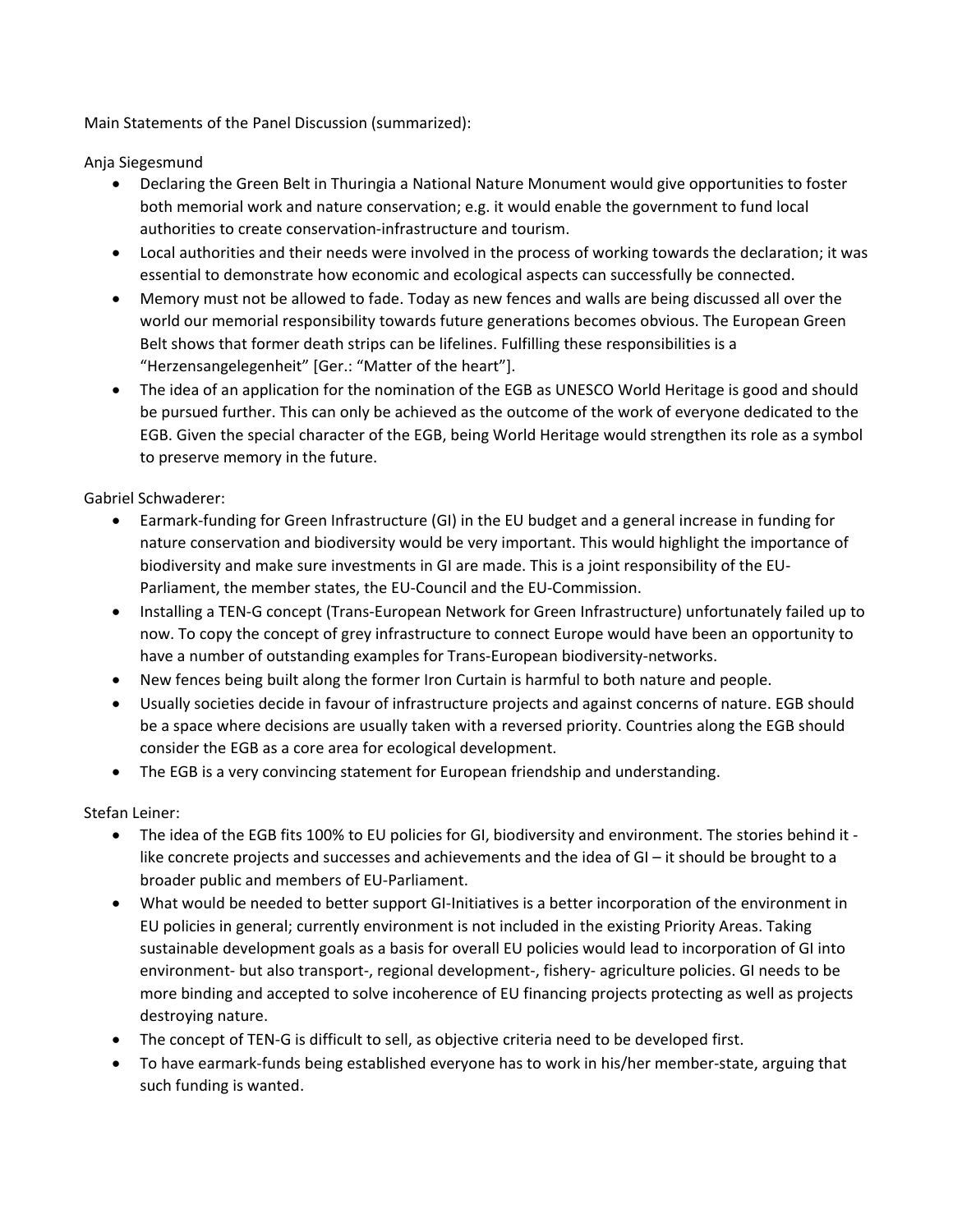Main Statements of the Panel Discussion (summarized):

Anja Siegesmund

- Declaring the Green Belt in Thuringia a National Nature Monument would give opportunities to foster both memorial work and nature conservation; e.g. it would enable the government to fund local authorities to create conservation-infrastructure and tourism.
- Local authorities and their needs were involved in the process of working towards the declaration; it was essential to demonstrate how economic and ecological aspects can successfully be connected.
- Memory must not be allowed to fade. Today as new fences and walls are being discussed all over the world our memorial responsibility towards future generations becomes obvious. The European Green Belt shows that former death strips can be lifelines. Fulfilling these responsibilities is a "Herzensangelegenheit" [Ger.: "Matter of the heart"].
- The idea of an application for the nomination of the EGB as UNESCO World Heritage is good and should be pursued further. This can only be achieved as the outcome of the work of everyone dedicated to the EGB. Given the special character of the EGB, being World Heritage would strengthen its role as a symbol to preserve memory in the future.

Gabriel Schwaderer:

- Earmark-funding for Green Infrastructure (GI) in the EU budget and a general increase in funding for nature conservation and biodiversity would be very important. This would highlight the importance of biodiversity and make sure investments in GI are made. This is a joint responsibility of the EU-Parliament, the member states, the EU-Council and the EU-Commission.
- Installing a TEN-G concept (Trans-European Network for Green Infrastructure) unfortunately failed up to now. To copy the concept of grey infrastructure to connect Europe would have been an opportunity to have a number of outstanding examples for Trans-European biodiversity-networks.
- New fences being built along the former Iron Curtain is harmful to both nature and people.
- Usually societies decide in favour of infrastructure projects and against concerns of nature. EGB should be a space where decisions are usually taken with a reversed priority. Countries along the EGB should consider the EGB as a core area for ecological development.
- The EGB is a very convincing statement for European friendship and understanding.

Stefan Leiner:

- The idea of the EGB fits 100% to EU policies for GI, biodiversity and environment. The stories behind it - like concrete projects and successes and achievements and the idea of GI – it should be brought to a broader public and members of EU-Parliament.
- What would be needed to better support GI-Initiatives is a better incorporation of the environment in EU policies in general; currently environment is not included in the existing Priority Areas. Taking sustainable development goals as a basis for overall EU policies would lead to incorporation of GI into environment- but also transport-, regional development-, fishery- agriculture policies. GI needs to be more binding and accepted to solve incoherence of EU financing projects protecting as well as projects destroying nature.
- The concept of TEN-G is difficult to sell, as objective criteria need to be developed first.
- To have earmark-funds being established everyone has to work in his/her member-state, arguing that such funding is wanted.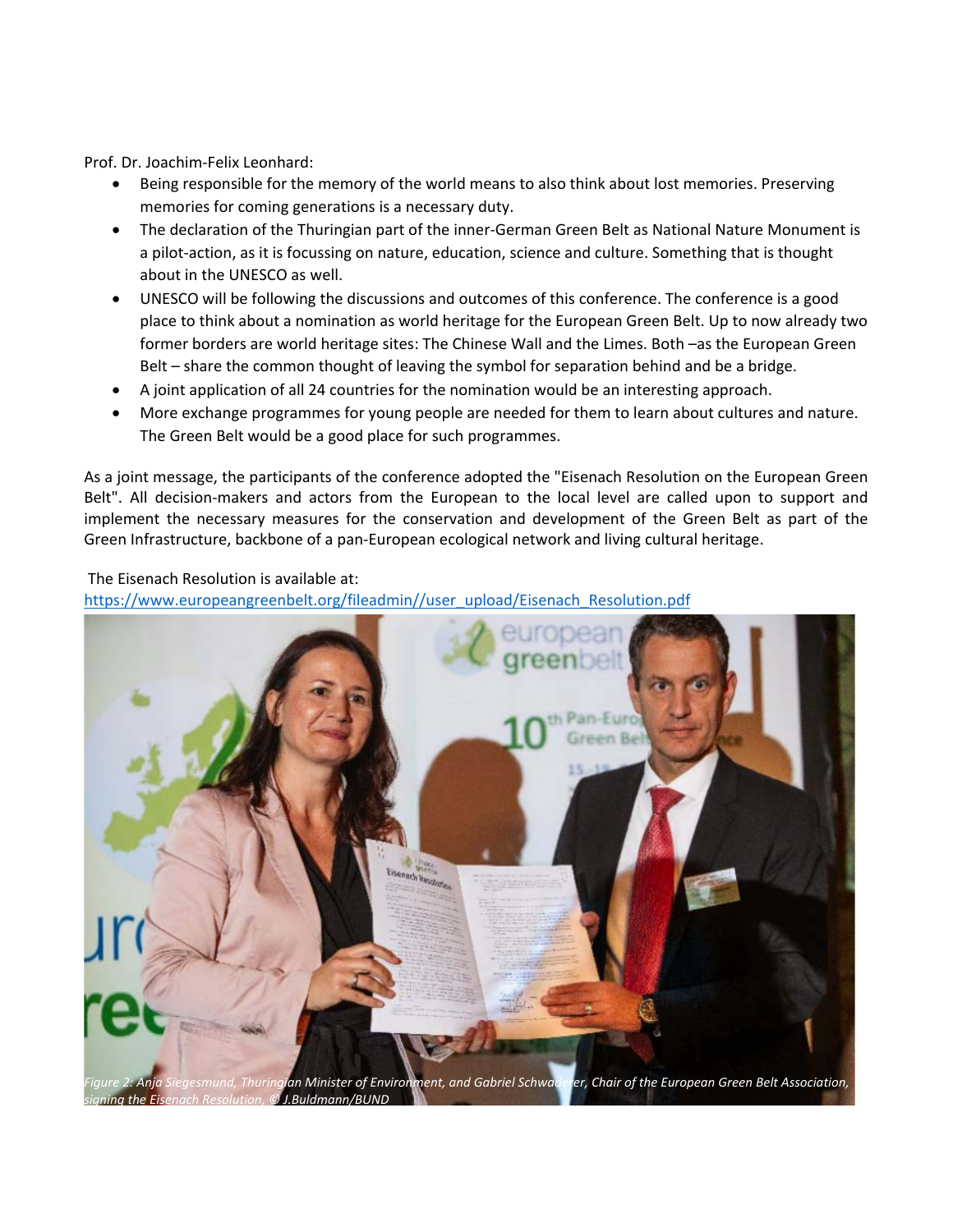Prof. Dr. Joachim-Felix Leonhard:

- Being responsible for the memory of the world means to also think about lost memories. Preserving memories for coming generations is a necessary duty.
- The declaration of the Thuringian part of the inner-German Green Belt as National Nature Monument is a pilot-action, as it is focussing on nature, education, science and culture. Something that is thought about in the UNESCO as well.
- UNESCO will be following the discussions and outcomes of this conference. The conference is a good place to think about a nomination as world heritage for the European Green Belt. Up to now already two former borders are world heritage sites: The Chinese Wall and the Limes. Both –as the European Green Belt – share the common thought of leaving the symbol for separation behind and be a bridge.
- A joint application of all 24 countries for the nomination would be an interesting approach.
- More exchange programmes for young people are needed for them to learn about cultures and nature. The Green Belt would be a good place for such programmes.

As a joint message, the participants of the conference adopted the "Eisenach Resolution on the European Green Belt". All decision-makers and actors from the European to the local level are called upon to support and implement the necessary measures for the conservation and development of the Green Belt as part of the Green Infrastructure, backbone of a pan-European ecological network and living cultural heritage.

The Eisenach Resolution is available at:
https://www.europeangreenbelt.org/fileadmin//user_upload/Eisenach_Resolution.pdf

*Figure 2: Anja Siegesmund, Thuringian Minister of Environment, and Gabriel Schwaderer, Chair of the European Green Belt Association, signing the Eisenach Resolution, © J.Buldmann/BUND*